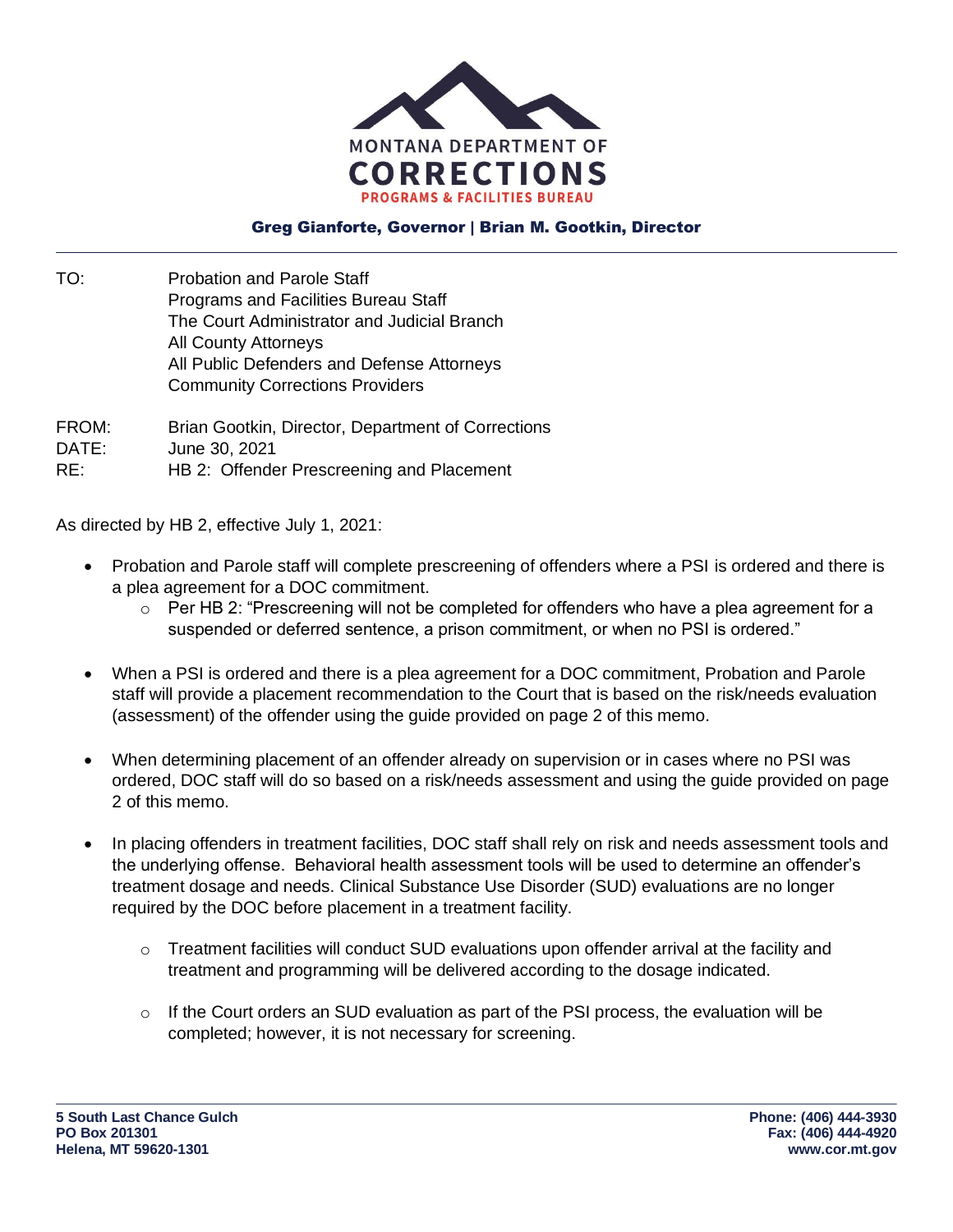MONTANA DEPARTMENT OF

**CORRECTIONS**

PROGRAMS & FACILITIES BUREAU

**Greg Gianforte, Governor | Brian M. Gootkin, Director**

---

TO: Probation and Parole Staff
Programs and Facilities Bureau Staff
The Court Administrator and Judicial Branch
All County Attorneys
All Public Defenders and Defense Attorneys
Community Corrections Providers

FROM: Brian Gootkin, Director, Department of Corrections
DATE: June 30, 2021
RE: HB 2: Offender Prescreening and Placement

As directed by HB 2, effective July 1, 2021:

- Probation and Parole staff will complete prescreening of offenders where a PSI is ordered and there is a plea agreement for a DOC commitment.
  - Per HB 2: "Prescreening will not be completed for offenders who have a plea agreement for a suspended or deferred sentence, a prison commitment, or when no PSI is ordered."
- When a PSI is ordered and there is a plea agreement for a DOC commitment, Probation and Parole staff will provide a placement recommendation to the Court that is based on the risk/needs evaluation (assessment) of the offender using the guide provided on page 2 of this memo.
- When determining placement of an offender already on supervision or in cases where no PSI was ordered, DOC staff will do so based on a risk/needs assessment and using the guide provided on page 2 of this memo.
- In placing offenders in treatment facilities, DOC staff shall rely on risk and needs assessment tools and the underlying offense. Behavioral health assessment tools will be used to determine an offender's treatment dosage and needs. Clinical Substance Use Disorder (SUD) evaluations are no longer required by the DOC before placement in a treatment facility.
  - Treatment facilities will conduct SUD evaluations upon offender arrival at the facility and treatment and programming will be delivered according to the dosage indicated.
  - If the Court orders an SUD evaluation as part of the PSI process, the evaluation will be completed; however, it is not necessary for screening.

---

**5 South Last Chance Gulch**
**PO Box 201301**
**Helena, MT 59620-1301**

**Phone: (406) 444-3930**
**Fax: (406) 444-4920**
**www.cor.mt.gov**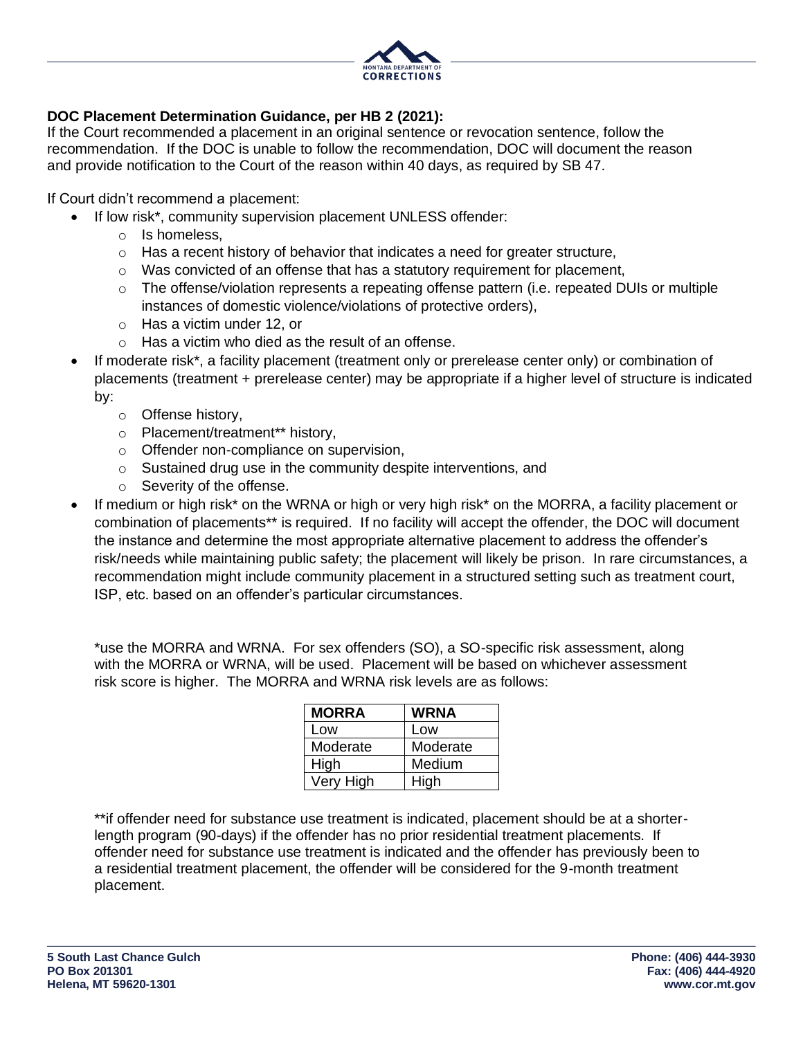**DOC Placement Determination Guidance, per HB 2 (2021):**

If the Court recommended a placement in an original sentence or revocation sentence, follow the recommendation. If the DOC is unable to follow the recommendation, DOC will document the reason and provide notification to the Court of the reason within 40 days, as required by SB 47.

If Court didn't recommend a placement:

- If low risk*, community supervision placement UNLESS offender:
  - Is homeless,
  - Has a recent history of behavior that indicates a need for greater structure,
  - Was convicted of an offense that has a statutory requirement for placement,
  - The offense/violation represents a repeating offense pattern (i.e. repeated DUIs or multiple instances of domestic violence/violations of protective orders),
  - Has a victim under 12, or
  - Has a victim who died as the result of an offense.
- If moderate risk*, a facility placement (treatment only or prerelease center only) or combination of placements (treatment + prerelease center) may be appropriate if a higher level of structure is indicated by:
  - Offense history,
  - Placement/treatment** history,
  - Offender non-compliance on supervision,
  - Sustained drug use in the community despite interventions, and
  - Severity of the offense.
- If medium or high risk* on the WRNA or high or very high risk* on the MORRA, a facility placement or combination of placements** is required. If no facility will accept the offender, the DOC will document the instance and determine the most appropriate alternative placement to address the offender's risk/needs while maintaining public safety; the placement will likely be prison. In rare circumstances, a recommendation might include community placement in a structured setting such as treatment court, ISP, etc. based on an offender's particular circumstances.

*use the MORRA and WRNA. For sex offenders (SO), a SO-specific risk assessment, along with the MORRA or WRNA, will be used. Placement will be based on whichever assessment risk score is higher. The MORRA and WRNA risk levels are as follows:

| MORRA | WRNA |
|---|---|
| Low | Low |
| Moderate | Moderate |
| High | Medium |
| Very High | High |

**if offender need for substance use treatment is indicated, placement should be at a shorter-length program (90-days) if the offender has no prior residential treatment placements. If offender need for substance use treatment is indicated and the offender has previously been to a residential treatment placement, the offender will be considered for the 9-month treatment placement.